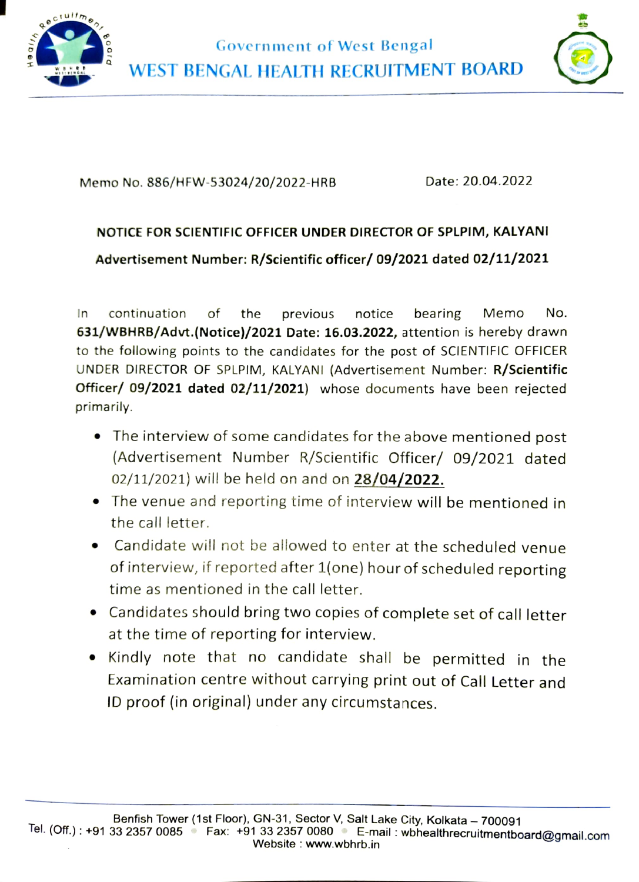Government of West Bengal

# WEST BENGAL HEALTH RECRUITMENT BOARD

Memo No. 886/HFW-53024/20/2022-HRB    Date: 20.04.2022

**NOTICE FOR SCIENTIFIC OFFICER UNDER DIRECTOR OF SPLPIM, KALYANI**

**Advertisement Number: R/Scientific officer/ 09/2021 dated 02/11/2021**

In continuation of the previous notice bearing Memo No. **631/WBHRB/Advt.(Notice)/2021 Date: 16.03.2022,** attention is hereby drawn to the following points to the candidates for the post of SCIENTIFIC OFFICER UNDER DIRECTOR OF SPLPIM, KALYANI (Advertisement Number: **R/Scientific Officer/ 09/2021 dated 02/11/2021**) whose documents have been rejected primarily.

- The interview of some candidates for the above mentioned post (Advertisement Number R/Scientific Officer/ 09/2021 dated 02/11/2021) will be held on and on **28/04/2022.**
- The venue and reporting time of interview will be mentioned in the call letter.
- Candidate will not be allowed to enter at the scheduled venue of interview, if reported after 1(one) hour of scheduled reporting time as mentioned in the call letter.
- Candidates should bring two copies of complete set of call letter at the time of reporting for interview.
- Kindly note that no candidate shall be permitted in the Examination centre without carrying print out of Call Letter and ID proof (in original) under any circumstances.

Benfish Tower (1st Floor), GN-31, Sector V, Salt Lake City, Kolkata – 700091
Tel. (Off.) : +91 33 2357 0085 • Fax: +91 33 2357 0080 • E-mail : wbhealthrecruitmentboard@gmail.com
Website : www.wbhrb.in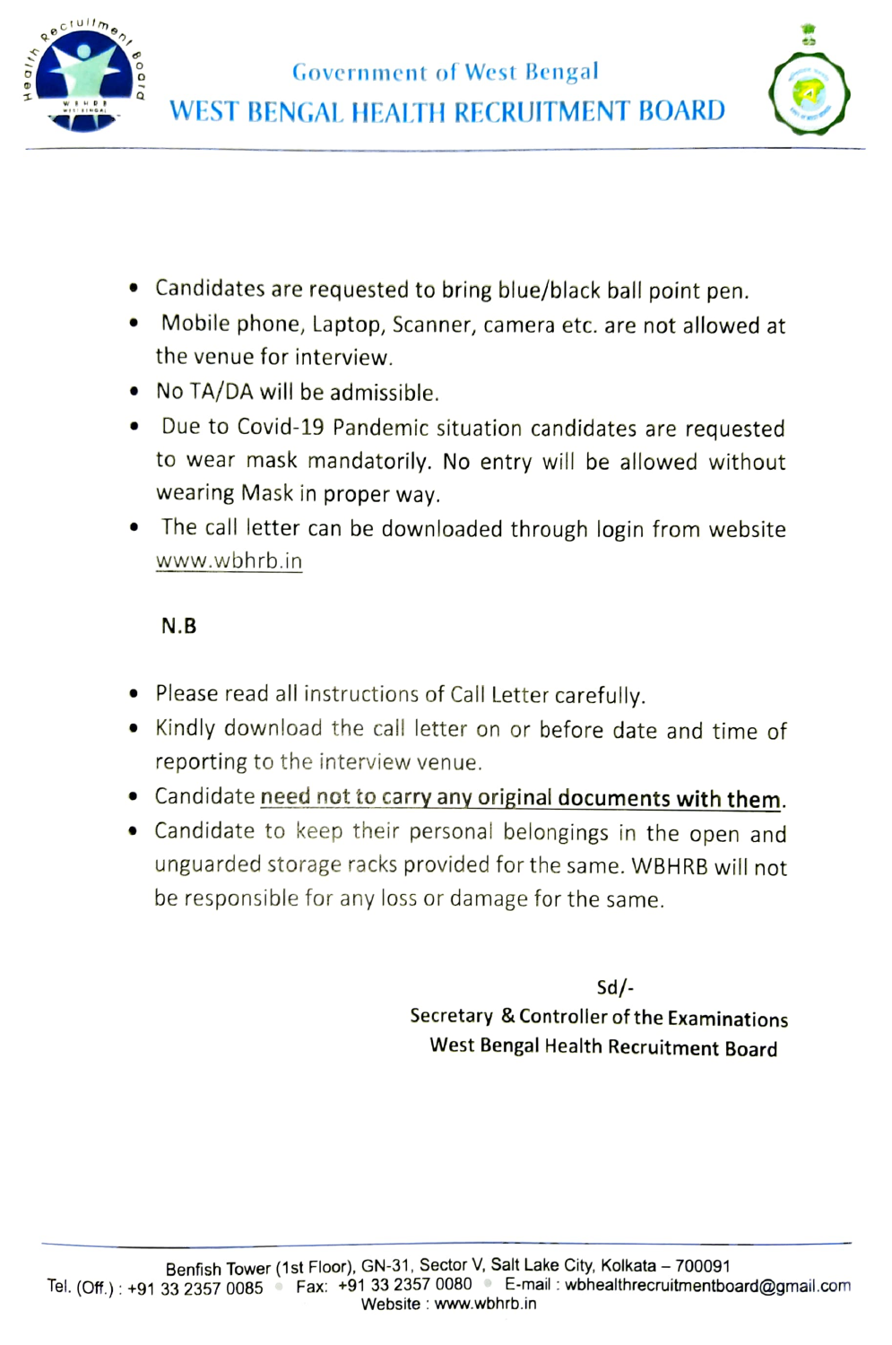# Government of West Bengal

## WEST BENGAL HEALTH RECRUITMENT BOARD

- Candidates are requested to bring blue/black ball point pen.
- Mobile phone, Laptop, Scanner, camera etc. are not allowed at the venue for interview.
- No TA/DA will be admissible.
- Due to Covid-19 Pandemic situation candidates are requested to wear mask mandatorily. No entry will be allowed without wearing Mask in proper way.
- The call letter can be downloaded through login from website www.wbhrb.in

**N.B**

- Please read all instructions of Call Letter carefully.
- Kindly download the call letter on or before date and time of reporting to the interview venue.
- Candidate **need not to carry any original documents with them**.
- Candidate to keep their personal belongings in the open and unguarded storage racks provided for the same. WBHRB will not be responsible for any loss or damage for the same.

Sd/-
Secretary & Controller of the Examinations
West Bengal Health Recruitment Board

Benfish Tower (1st Floor), GN-31, Sector V, Salt Lake City, Kolkata – 700091
Tel. (Off.) : +91 33 2357 0085 · Fax: +91 33 2357 0080 · E-mail : wbhealthrecruitmentboard@gmail.com
Website : www.wbhrb.in